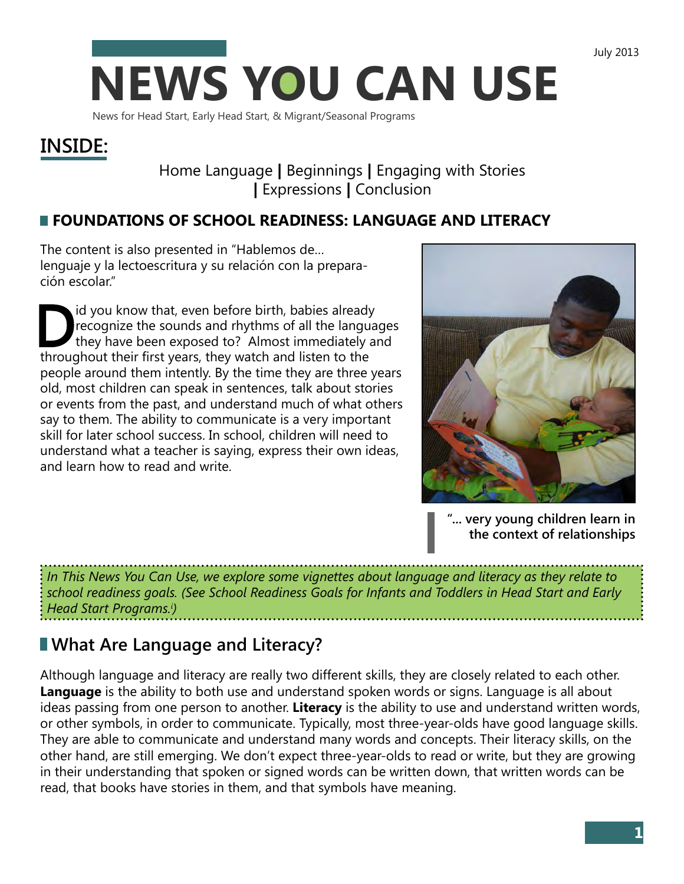July 2013

# NEWS YOU CAN USE

News for Head Start, Early Head Start, & Migrant/Seasonal Programs

## INSIDE:

Home Language | Beginnings | Engaging with Stories | Expressions | Conclusion

## FOUNDATIONS OF SCHOOL READINESS: LANGUAGE AND LITERACY

The content is also presented in "Hablemos de... lenguaje y la lectoescritura y su relación con la preparación escolar."

Did you know that, even before birth, babies already recognize the sounds and rhythms of all the languages they have been exposed to? Almost immediately and throughout their first years, they watch and listen to the people around them intently. By the time they are three years old, most children can speak in sentences, talk about stories or events from the past, and understand much of what others say to them. The ability to communicate is a very important skill for later school success. In school, children will need to understand what a teacher is saying, express their own ideas, and learn how to read and write.

**"... very young children learn in the context of relationships**

*In This News You Can Use, we explore some vignettes about language and literacy as they relate to school readiness goals. (See School Readiness Goals for Infants and Toddlers in Head Start and Early Head Start Programs.[i])*

## What Are Language and Literacy?

Although language and literacy are really two different skills, they are closely related to each other. **Language** is the ability to both use and understand spoken words or signs. Language is all about ideas passing from one person to another. **Literacy** is the ability to use and understand written words, or other symbols, in order to communicate. Typically, most three-year-olds have good language skills. They are able to communicate and understand many words and concepts. Their literacy skills, on the other hand, are still emerging. We don't expect three-year-olds to read or write, but they are growing in their understanding that spoken or signed words can be written down, that written words can be read, that books have stories in them, and that symbols have meaning.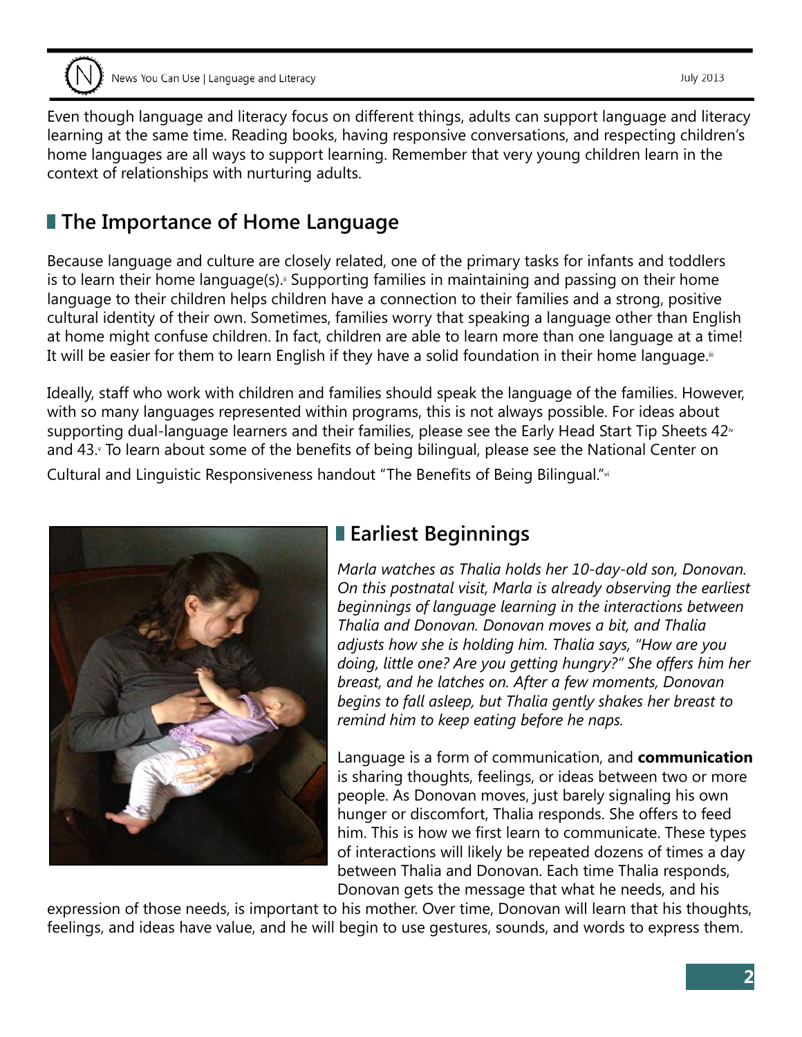Even though language and literacy focus on different things, adults can support language and literacy learning at the same time. Reading books, having responsive conversations, and respecting children's home languages are all ways to support learning. Remember that very young children learn in the context of relationships with nurturing adults.

## The Importance of Home Language

Because language and culture are closely related, one of the primary tasks for infants and toddlers is to learn their home language(s).[ii] Supporting families in maintaining and passing on their home language to their children helps children have a connection to their families and a strong, positive cultural identity of their own. Sometimes, families worry that speaking a language other than English at home might confuse children. In fact, children are able to learn more than one language at a time! It will be easier for them to learn English if they have a solid foundation in their home language.[iii]

Ideally, staff who work with children and families should speak the language of the families. However, with so many languages represented within programs, this is not always possible. For ideas about supporting dual-language learners and their families, please see the Early Head Start Tip Sheets 42[iv] and 43.[v] To learn about some of the benefits of being bilingual, please see the National Center on Cultural and Linguistic Responsiveness handout "The Benefits of Being Bilingual."[vi]

## Earliest Beginnings

*Marla watches as Thalia holds her 10-day-old son, Donovan. On this postnatal visit, Marla is already observing the earliest beginnings of language learning in the interactions between Thalia and Donovan. Donovan moves a bit, and Thalia adjusts how she is holding him. Thalia says, "How are you doing, little one? Are you getting hungry?" She offers him her breast, and he latches on. After a few moments, Donovan begins to fall asleep, but Thalia gently shakes her breast to remind him to keep eating before he naps.*

Language is a form of communication, and **communication** is sharing thoughts, feelings, or ideas between two or more people. As Donovan moves, just barely signaling his own hunger or discomfort, Thalia responds. She offers to feed him. This is how we first learn to communicate. These types of interactions will likely be repeated dozens of times a day between Thalia and Donovan. Each time Thalia responds, Donovan gets the message that what he needs, and his expression of those needs, is important to his mother. Over time, Donovan will learn that his thoughts, feelings, and ideas have value, and he will begin to use gestures, sounds, and words to express them.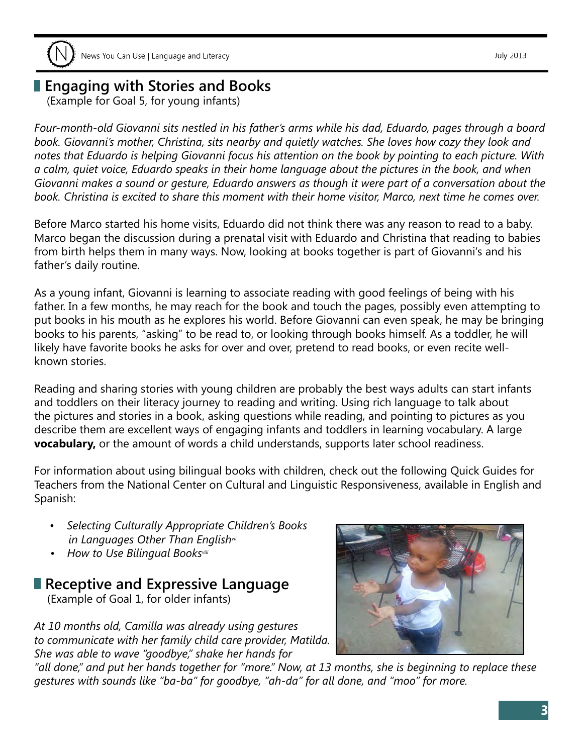## Engaging with Stories and Books

(Example for Goal 5, for young infants)

*Four-month-old Giovanni sits nestled in his father's arms while his dad, Eduardo, pages through a board book. Giovanni's mother, Christina, sits nearby and quietly watches. She loves how cozy they look and notes that Eduardo is helping Giovanni focus his attention on the book by pointing to each picture. With a calm, quiet voice, Eduardo speaks in their home language about the pictures in the book, and when Giovanni makes a sound or gesture, Eduardo answers as though it were part of a conversation about the book. Christina is excited to share this moment with their home visitor, Marco, next time he comes over.*

Before Marco started his home visits, Eduardo did not think there was any reason to read to a baby. Marco began the discussion during a prenatal visit with Eduardo and Christina that reading to babies from birth helps them in many ways. Now, looking at books together is part of Giovanni's and his father's daily routine.

As a young infant, Giovanni is learning to associate reading with good feelings of being with his father. In a few months, he may reach for the book and touch the pages, possibly even attempting to put books in his mouth as he explores his world. Before Giovanni can even speak, he may be bringing books to his parents, "asking" to be read to, or looking through books himself. As a toddler, he will likely have favorite books he asks for over and over, pretend to read books, or even recite well-known stories.

Reading and sharing stories with young children are probably the best ways adults can start infants and toddlers on their literacy journey to reading and writing. Using rich language to talk about the pictures and stories in a book, asking questions while reading, and pointing to pictures as you describe them are excellent ways of engaging infants and toddlers in learning vocabulary. A large **vocabulary,** or the amount of words a child understands, supports later school readiness.

For information about using bilingual books with children, check out the following Quick Guides for Teachers from the National Center on Cultural and Linguistic Responsiveness, available in English and Spanish:

- *Selecting Culturally Appropriate Children's Books in Languages Other Than English*[vii]
- *How to Use Bilingual Books*[viii]

## Receptive and Expressive Language

(Example of Goal 1, for older infants)

*At 10 months old, Camilla was already using gestures to communicate with her family child care provider, Matilda. She was able to wave "goodbye," shake her hands for "all done," and put her hands together for "more." Now, at 13 months, she is beginning to replace these gestures with sounds like "ba-ba" for goodbye, "ah-da" for all done, and "moo" for more.*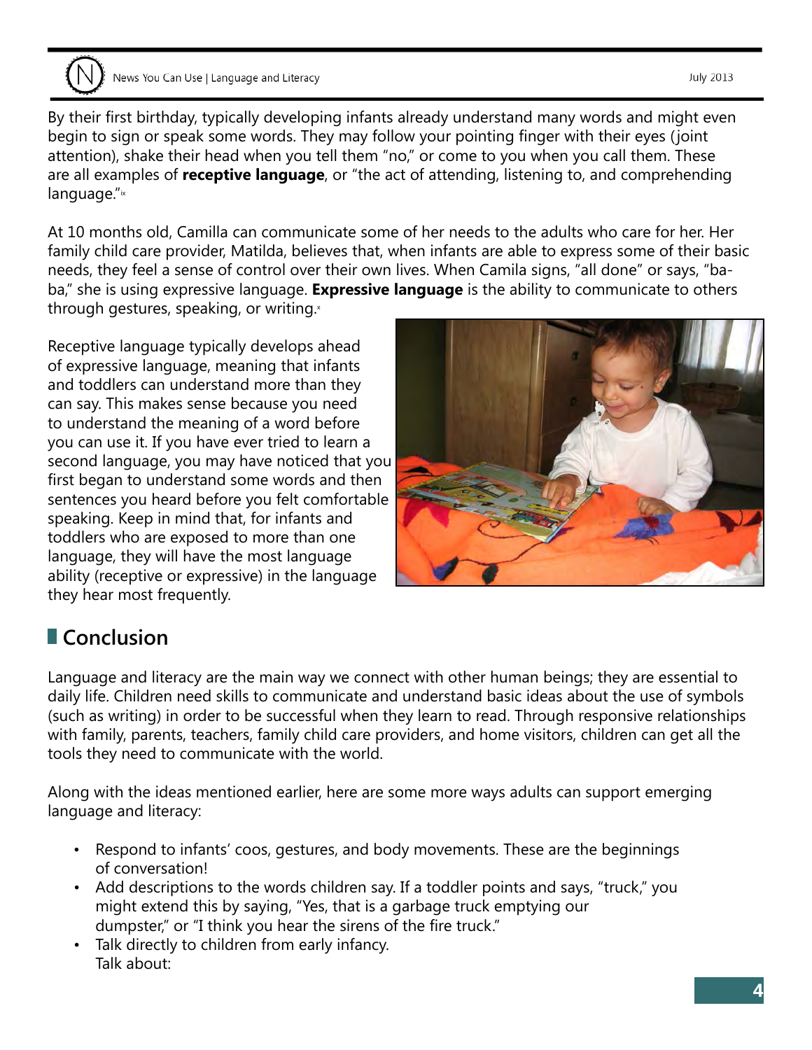By their first birthday, typically developing infants already understand many words and might even begin to sign or speak some words. They may follow your pointing finger with their eyes (joint attention), shake their head when you tell them "no," or come to you when you call them. These are all examples of **receptive language**, or "the act of attending, listening to, and comprehending language."[ix]

At 10 months old, Camilla can communicate some of her needs to the adults who care for her. Her family child care provider, Matilda, believes that, when infants are able to express some of their basic needs, they feel a sense of control over their own lives. When Camila signs, "all done" or says, "ba-ba," she is using expressive language. **Expressive language** is the ability to communicate to others through gestures, speaking, or writing.[x]

Receptive language typically develops ahead of expressive language, meaning that infants and toddlers can understand more than they can say. This makes sense because you need to understand the meaning of a word before you can use it. If you have ever tried to learn a second language, you may have noticed that you first began to understand some words and then sentences you heard before you felt comfortable speaking. Keep in mind that, for infants and toddlers who are exposed to more than one language, they will have the most language ability (receptive or expressive) in the language they hear most frequently.

## Conclusion

Language and literacy are the main way we connect with other human beings; they are essential to daily life. Children need skills to communicate and understand basic ideas about the use of symbols (such as writing) in order to be successful when they learn to read. Through responsive relationships with family, parents, teachers, family child care providers, and home visitors, children can get all the tools they need to communicate with the world.

Along with the ideas mentioned earlier, here are some more ways adults can support emerging language and literacy:

- Respond to infants' coos, gestures, and body movements. These are the beginnings of conversation!
- Add descriptions to the words children say. If a toddler points and says, "truck," you might extend this by saying, "Yes, that is a garbage truck emptying our dumpster," or "I think you hear the sirens of the fire truck."
- Talk directly to children from early infancy.
  Talk about: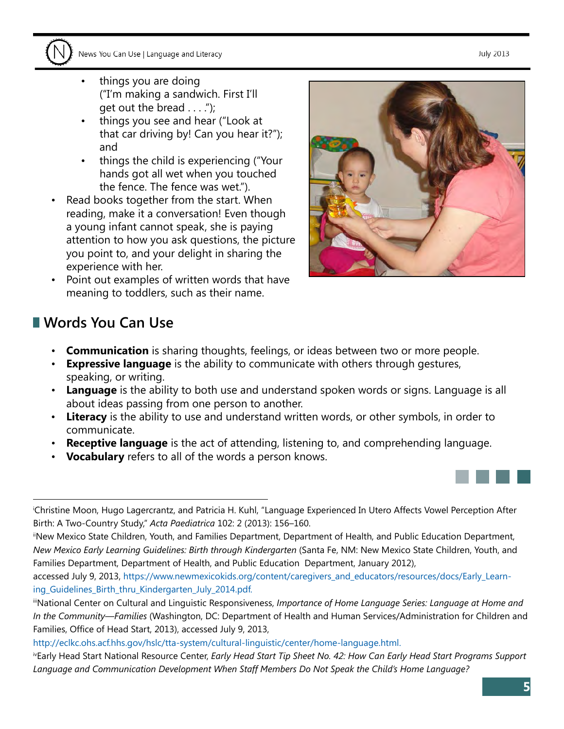- things you are doing ("I'm making a sandwich. First I'll get out the bread . . . .");
- things you see and hear ("Look at that car driving by! Can you hear it?"); and
- things the child is experiencing ("Your hands got all wet when you touched the fence. The fence was wet.").

- Read books together from the start. When reading, make it a conversation! Even though a young infant cannot speak, she is paying attention to how you ask questions, the picture you point to, and your delight in sharing the experience with her.
- Point out examples of written words that have meaning to toddlers, such as their name.

## Words You Can Use

- **Communication** is sharing thoughts, feelings, or ideas between two or more people.
- **Expressive language** is the ability to communicate with others through gestures, speaking, or writing.
- **Language** is the ability to both use and understand spoken words or signs. Language is all about ideas passing from one person to another.
- **Literacy** is the ability to use and understand written words, or other symbols, in order to communicate.
- **Receptive language** is the act of attending, listening to, and comprehending language.
- **Vocabulary** refers to all of the words a person knows.

---

[i]Christine Moon, Hugo Lagercrantz, and Patricia H. Kuhl, "Language Experienced In Utero Affects Vowel Perception After Birth: A Two-Country Study," *Acta Paediatrica* 102: 2 (2013): 156–160.

[ii]New Mexico State Children, Youth, and Families Department, Department of Health, and Public Education Department, *New Mexico Early Learning Guidelines: Birth through Kindergarten* (Santa Fe, NM: New Mexico State Children, Youth, and Families Department, Department of Health, and Public Education Department, January 2012), accessed July 9, 2013, https://www.newmexicokids.org/content/caregivers_and_educators/resources/docs/Early_Learning_Guidelines_Birth_thru_Kindergarten_July_2014.pdf.

[iii]National Center on Cultural and Linguistic Responsiveness, *Importance of Home Language Series: Language at Home and In the Community—Families* (Washington, DC: Department of Health and Human Services/Administration for Children and Families, Office of Head Start, 2013), accessed July 9, 2013, http://eclkc.ohs.acf.hhs.gov/hslc/tta-system/cultural-linguistic/center/home-language.html.

[iv]Early Head Start National Resource Center, *Early Head Start Tip Sheet No. 42: How Can Early Head Start Programs Support Language and Communication Development When Staff Members Do Not Speak the Child's Home Language?*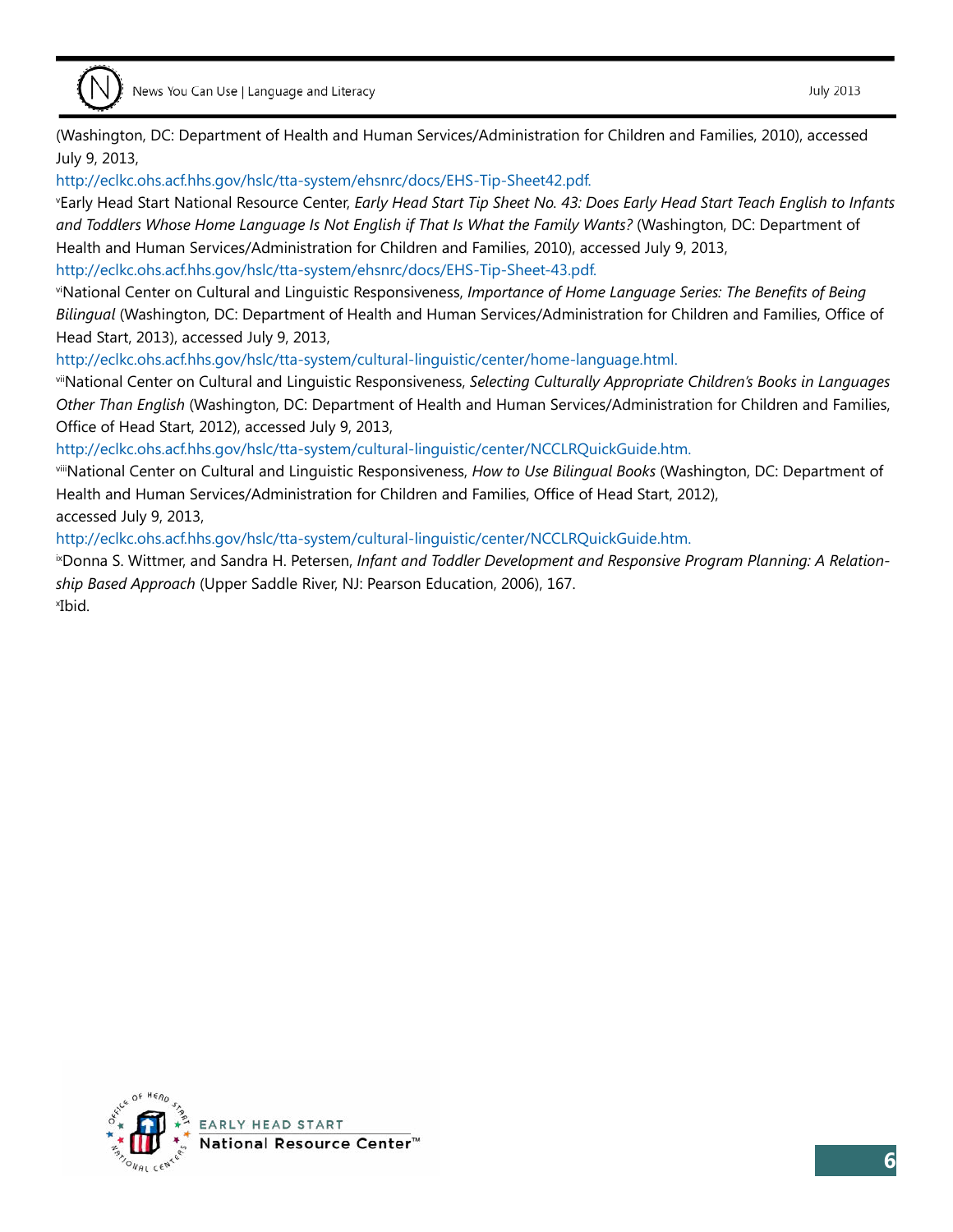(Washington, DC: Department of Health and Human Services/Administration for Children and Families, 2010), accessed July 9, 2013,

http://eclkc.ohs.acf.hhs.gov/hslc/tta-system/ehsnrc/docs/EHS-Tip-Sheet42.pdf.

[v]Early Head Start National Resource Center, *Early Head Start Tip Sheet No. 43: Does Early Head Start Teach English to Infants and Toddlers Whose Home Language Is Not English if That Is What the Family Wants?* (Washington, DC: Department of Health and Human Services/Administration for Children and Families, 2010), accessed July 9, 2013,

http://eclkc.ohs.acf.hhs.gov/hslc/tta-system/ehsnrc/docs/EHS-Tip-Sheet-43.pdf.

[vi]National Center on Cultural and Linguistic Responsiveness, *Importance of Home Language Series: The Benefits of Being Bilingual* (Washington, DC: Department of Health and Human Services/Administration for Children and Families, Office of Head Start, 2013), accessed July 9, 2013,

http://eclkc.ohs.acf.hhs.gov/hslc/tta-system/cultural-linguistic/center/home-language.html.

[vii]National Center on Cultural and Linguistic Responsiveness, *Selecting Culturally Appropriate Children's Books in Languages Other Than English* (Washington, DC: Department of Health and Human Services/Administration for Children and Families, Office of Head Start, 2012), accessed July 9, 2013,

http://eclkc.ohs.acf.hhs.gov/hslc/tta-system/cultural-linguistic/center/NCCLRQuickGuide.htm.

[viii]National Center on Cultural and Linguistic Responsiveness, *How to Use Bilingual Books* (Washington, DC: Department of Health and Human Services/Administration for Children and Families, Office of Head Start, 2012), accessed July 9, 2013,

http://eclkc.ohs.acf.hhs.gov/hslc/tta-system/cultural-linguistic/center/NCCLRQuickGuide.htm.

[ix]Donna S. Wittmer, and Sandra H. Petersen, *Infant and Toddler Development and Responsive Program Planning: A Relationship Based Approach* (Upper Saddle River, NJ: Pearson Education, 2006), 167.

[x]Ibid.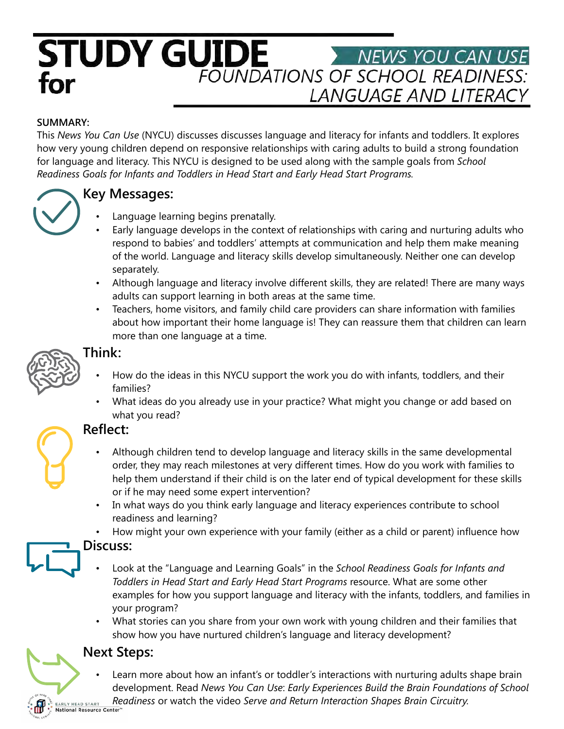# STUDY GUIDE for NEWS YOU CAN USE

## FOUNDATIONS OF SCHOOL READINESS: LANGUAGE AND LITERACY

**SUMMARY:**

This *News You Can Use* (NYCU) discusses discusses language and literacy for infants and toddlers. It explores how very young children depend on responsive relationships with caring adults to build a strong foundation for language and literacy. This NYCU is designed to be used along with the sample goals from *School Readiness Goals for Infants and Toddlers in Head Start and Early Head Start Programs*.

## Key Messages:

- Language learning begins prenatally.
- Early language develops in the context of relationships with caring and nurturing adults who respond to babies' and toddlers' attempts at communication and help them make meaning of the world. Language and literacy skills develop simultaneously. Neither one can develop separately.
- Although language and literacy involve different skills, they are related! There are many ways adults can support learning in both areas at the same time.
- Teachers, home visitors, and family child care providers can share information with families about how important their home language is! They can reassure them that children can learn more than one language at a time.

## Think:

- How do the ideas in this NYCU support the work you do with infants, toddlers, and their families?
- What ideas do you already use in your practice? What might you change or add based on what you read?

## Reflect:

- Although children tend to develop language and literacy skills in the same developmental order, they may reach milestones at very different times. How do you work with families to help them understand if their child is on the later end of typical development for these skills or if he may need some expert intervention?
- In what ways do you think early language and literacy experiences contribute to school readiness and learning?
- How might your own experience with your family (either as a child or parent) influence how

## Discuss:

- Look at the "Language and Learning Goals" in the *School Readiness Goals for Infants and Toddlers in Head Start and Early Head Start Programs* resource. What are some other examples for how you support language and literacy with the infants, toddlers, and families in your program?
- What stories can you share from your own work with young children and their families that show how you have nurtured children's language and literacy development?

## Next Steps:

- Learn more about how an infant's or toddler's interactions with nurturing adults shape brain development. Read *News You Can Use*: *Early Experiences Build the Brain Foundations of School Readiness* or watch the video *Serve and Return Interaction Shapes Brain Circuitry.*

EARLY HEAD START National Resource Center™